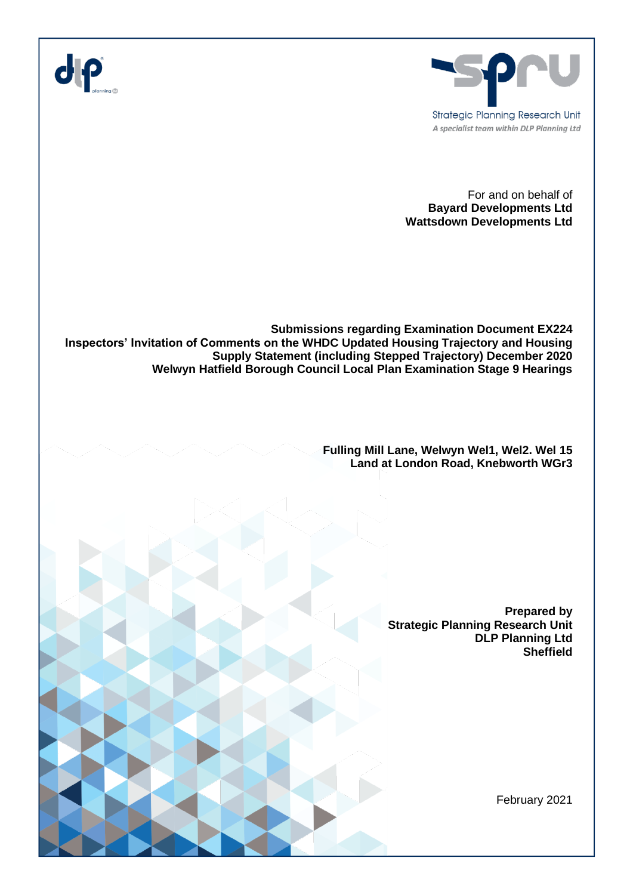dlp planning

Strategic Planning Research Unit

*A specialist team within DLP Planning Ltd*

For and on behalf of

**Bayard Developments Ltd**
**Wattsdown Developments Ltd**

# Submissions regarding Examination Document EX224 Inspectors' Invitation of Comments on the WHDC Updated Housing Trajectory and Housing Supply Statement (including Stepped Trajectory) December 2020 Welwyn Hatfield Borough Council Local Plan Examination Stage 9 Hearings

**Fulling Mill Lane, Welwyn Wel1, Wel2. Wel 15**
**Land at London Road, Knebworth WGr3**

**Prepared by**
**Strategic Planning Research Unit**
**DLP Planning Ltd**
**Sheffield**

February 2021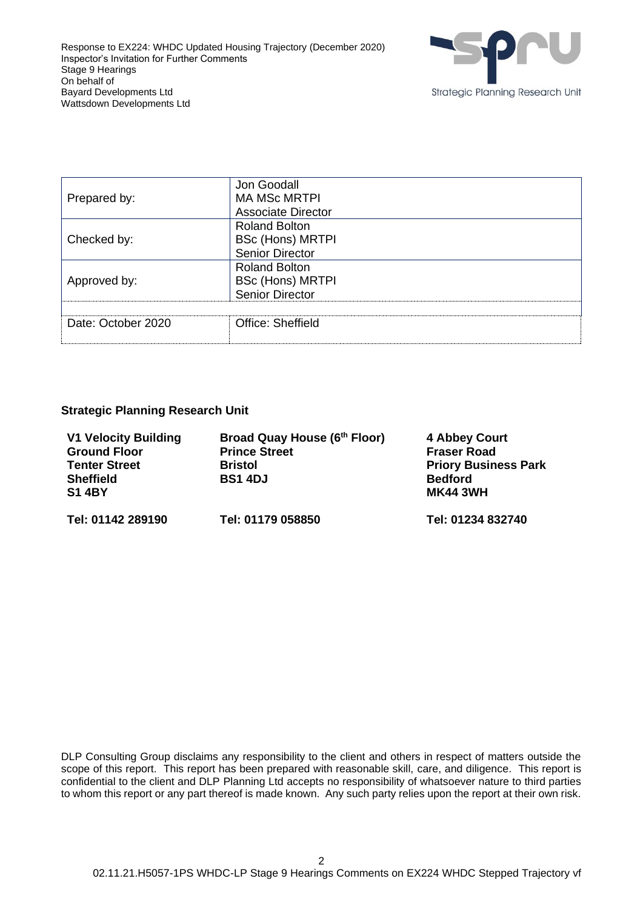| | |
|---|---|
| Prepared by: | Jon Goodall<br>MA MSc MRTPI<br>Associate Director |
| Checked by: | Roland Bolton<br>BSc (Hons) MRTPI<br>Senior Director |
| Approved by: | Roland Bolton<br>BSc (Hons) MRTPI<br>Senior Director |
| | |
| Date: October 2020 | Office: Sheffield |

**Strategic Planning Research Unit**

**V1 Velocity Building**
**Ground Floor**
**Tenter Street**
**Sheffield**
**S1 4BY**

**Tel: 01142 289190**

**Broad Quay House (6th Floor)**
**Prince Street**
**Bristol**
**BS1 4DJ**

**Tel: 01179 058850**

**4 Abbey Court**
**Fraser Road**
**Priory Business Park**
**Bedford**
**MK44 3WH**

**Tel: 01234 832740**

DLP Consulting Group disclaims any responsibility to the client and others in respect of matters outside the scope of this report. This report has been prepared with reasonable skill, care, and diligence. This report is confidential to the client and DLP Planning Ltd accepts no responsibility of whatsoever nature to third parties to whom this report or any part thereof is made known. Any such party relies upon the report at their own risk.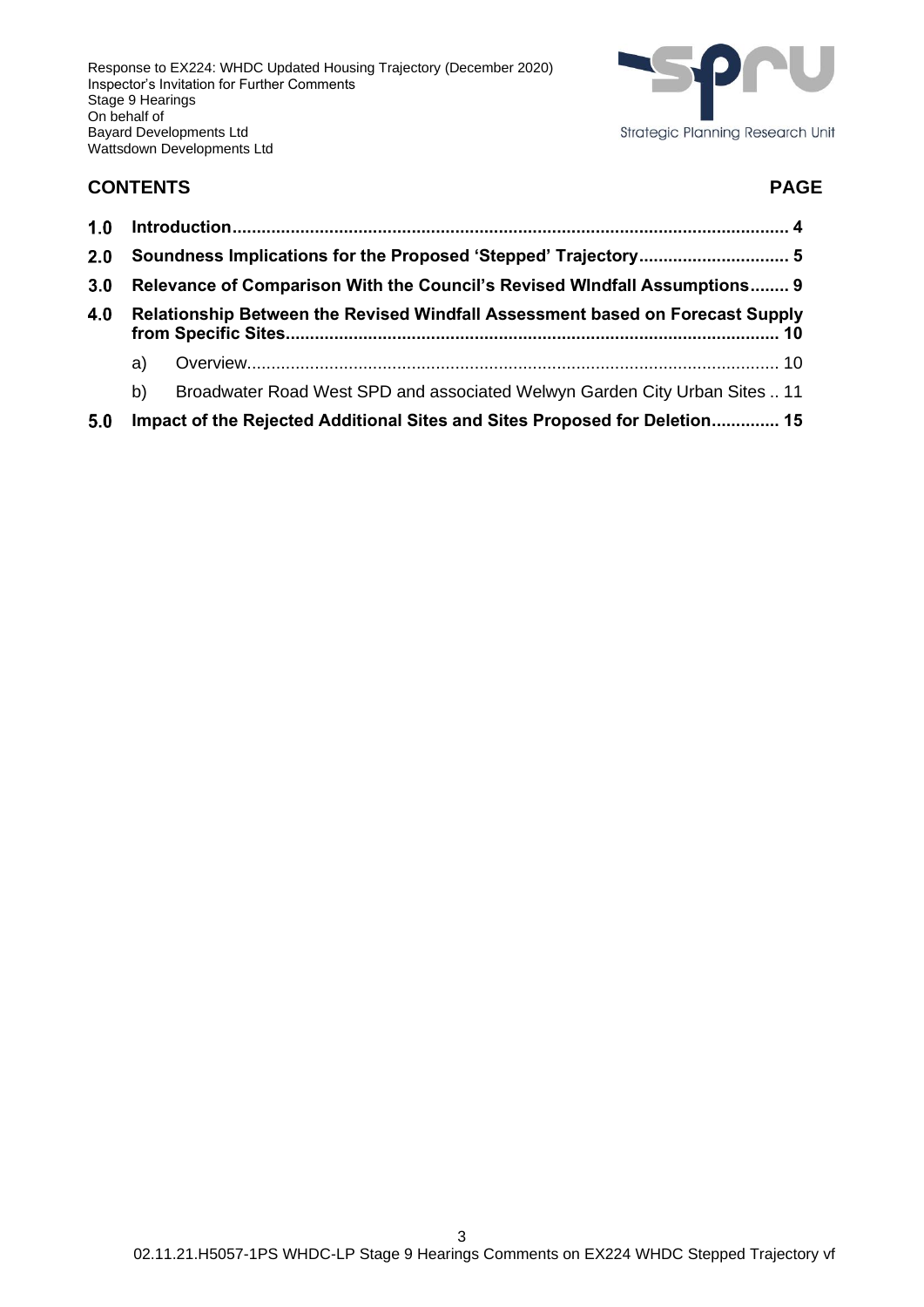## CONTENTS

**PAGE**

| | | |
|---|---|---|
| **1.0** | **Introduction** | **4** |
| **2.0** | **Soundness Implications for the Proposed 'Stepped' Trajectory** | **5** |
| **3.0** | **Relevance of Comparison With the Council's Revised WIndfall Assumptions** | **9** |
| **4.0** | **Relationship Between the Revised Windfall Assessment based on Forecast Supply from Specific Sites** | **10** |
| | a) Overview | 10 |
| | b) Broadwater Road West SPD and associated Welwyn Garden City Urban Sites | 11 |
| **5.0** | **Impact of the Rejected Additional Sites and Sites Proposed for Deletion** | **15** |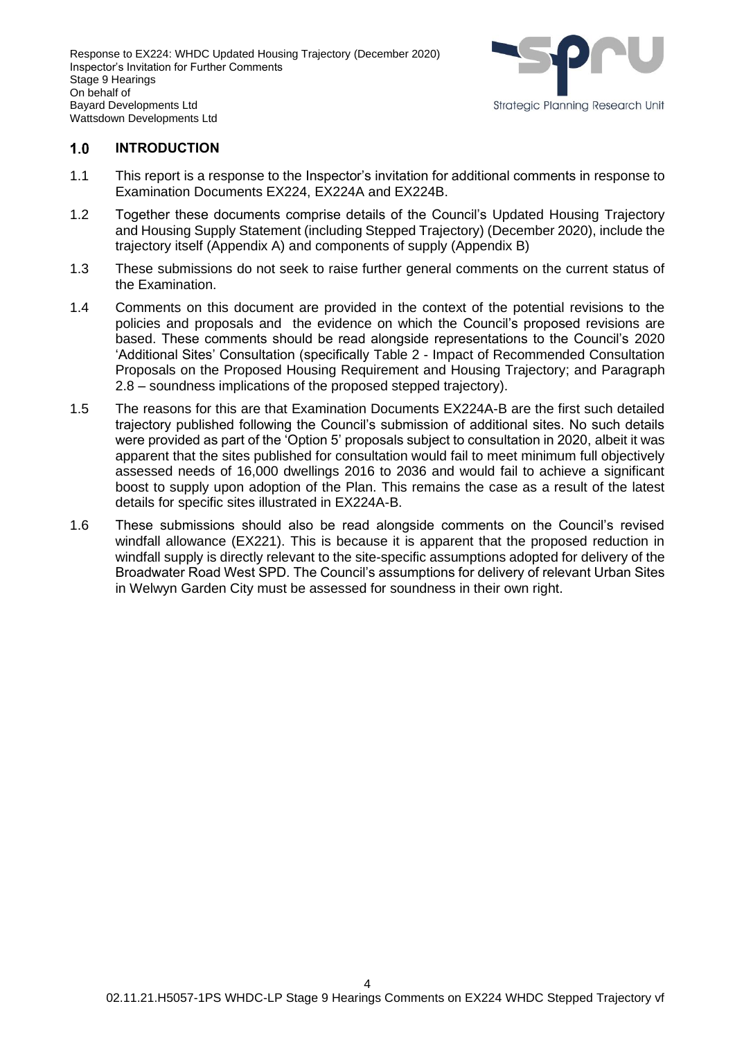## 1.0 INTRODUCTION

1.1 This report is a response to the Inspector's invitation for additional comments in response to Examination Documents EX224, EX224A and EX224B.

1.2 Together these documents comprise details of the Council's Updated Housing Trajectory and Housing Supply Statement (including Stepped Trajectory) (December 2020), include the trajectory itself (Appendix A) and components of supply (Appendix B)

1.3 These submissions do not seek to raise further general comments on the current status of the Examination.

1.4 Comments on this document are provided in the context of the potential revisions to the policies and proposals and the evidence on which the Council's proposed revisions are based. These comments should be read alongside representations to the Council's 2020 'Additional Sites' Consultation (specifically Table 2 - Impact of Recommended Consultation Proposals on the Proposed Housing Requirement and Housing Trajectory; and Paragraph 2.8 – soundness implications of the proposed stepped trajectory).

1.5 The reasons for this are that Examination Documents EX224A-B are the first such detailed trajectory published following the Council's submission of additional sites. No such details were provided as part of the 'Option 5' proposals subject to consultation in 2020, albeit it was apparent that the sites published for consultation would fail to meet minimum full objectively assessed needs of 16,000 dwellings 2016 to 2036 and would fail to achieve a significant boost to supply upon adoption of the Plan. This remains the case as a result of the latest details for specific sites illustrated in EX224A-B.

1.6 These submissions should also be read alongside comments on the Council's revised windfall allowance (EX221). This is because it is apparent that the proposed reduction in windfall supply is directly relevant to the site-specific assumptions adopted for delivery of the Broadwater Road West SPD. The Council's assumptions for delivery of relevant Urban Sites in Welwyn Garden City must be assessed for soundness in their own right.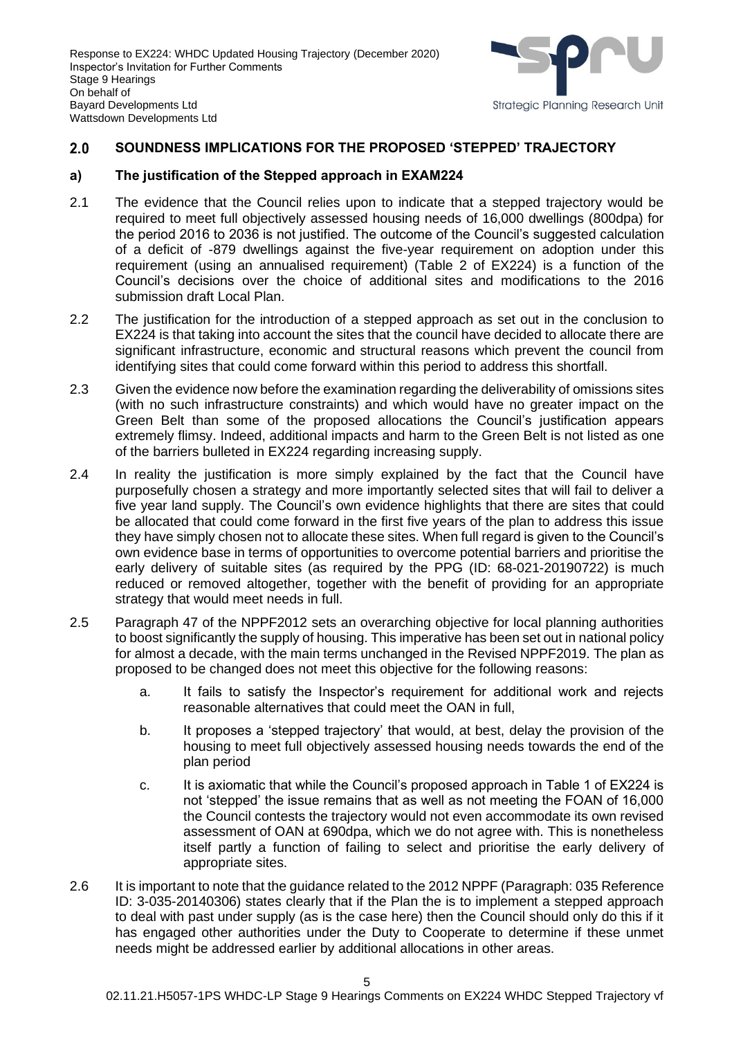## 2.0 SOUNDNESS IMPLICATIONS FOR THE PROPOSED 'STEPPED' TRAJECTORY

### a) The justification of the Stepped approach in EXAM224

2.1 The evidence that the Council relies upon to indicate that a stepped trajectory would be required to meet full objectively assessed housing needs of 16,000 dwellings (800dpa) for the period 2016 to 2036 is not justified. The outcome of the Council's suggested calculation of a deficit of -879 dwellings against the five-year requirement on adoption under this requirement (using an annualised requirement) (Table 2 of EX224) is a function of the Council's decisions over the choice of additional sites and modifications to the 2016 submission draft Local Plan.

2.2 The justification for the introduction of a stepped approach as set out in the conclusion to EX224 is that taking into account the sites that the council have decided to allocate there are significant infrastructure, economic and structural reasons which prevent the council from identifying sites that could come forward within this period to address this shortfall.

2.3 Given the evidence now before the examination regarding the deliverability of omissions sites (with no such infrastructure constraints) and which would have no greater impact on the Green Belt than some of the proposed allocations the Council's justification appears extremely flimsy. Indeed, additional impacts and harm to the Green Belt is not listed as one of the barriers bulleted in EX224 regarding increasing supply.

2.4 In reality the justification is more simply explained by the fact that the Council have purposefully chosen a strategy and more importantly selected sites that will fail to deliver a five year land supply. The Council's own evidence highlights that there are sites that could be allocated that could come forward in the first five years of the plan to address this issue they have simply chosen not to allocate these sites. When full regard is given to the Council's own evidence base in terms of opportunities to overcome potential barriers and prioritise the early delivery of suitable sites (as required by the PPG (ID: 68-021-20190722) is much reduced or removed altogether, together with the benefit of providing for an appropriate strategy that would meet needs in full.

2.5 Paragraph 47 of the NPPF2012 sets an overarching objective for local planning authorities to boost significantly the supply of housing. This imperative has been set out in national policy for almost a decade, with the main terms unchanged in the Revised NPPF2019. The plan as proposed to be changed does not meet this objective for the following reasons:

  a. It fails to satisfy the Inspector's requirement for additional work and rejects reasonable alternatives that could meet the OAN in full,

  b. It proposes a 'stepped trajectory' that would, at best, delay the provision of the housing to meet full objectively assessed housing needs towards the end of the plan period

  c. It is axiomatic that while the Council's proposed approach in Table 1 of EX224 is not 'stepped' the issue remains that as well as not meeting the FOAN of 16,000 the Council contests the trajectory would not even accommodate its own revised assessment of OAN at 690dpa, which we do not agree with. This is nonetheless itself partly a function of failing to select and prioritise the early delivery of appropriate sites.

2.6 It is important to note that the guidance related to the 2012 NPPF (Paragraph: 035 Reference ID: 3-035-20140306) states clearly that if the Plan the is to implement a stepped approach to deal with past under supply (as is the case here) then the Council should only do this if it has engaged other authorities under the Duty to Cooperate to determine if these unmet needs might be addressed earlier by additional allocations in other areas.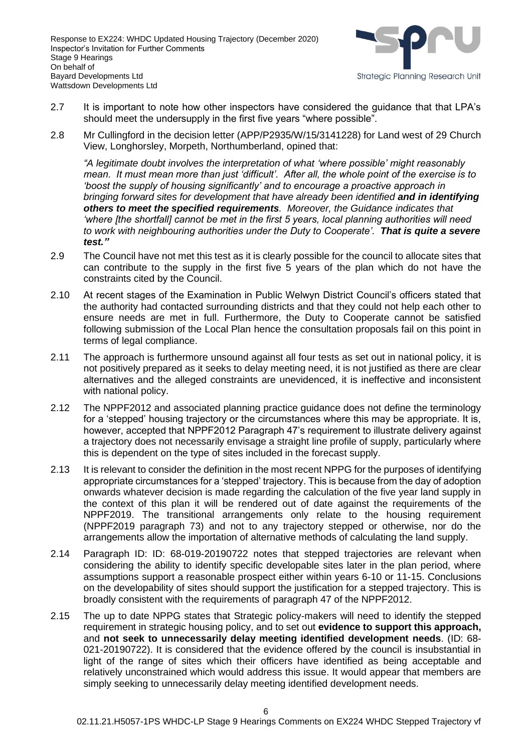2.7 It is important to note how other inspectors have considered the guidance that that LPA's should meet the undersupply in the first five years "where possible".

2.8 Mr Cullingford in the decision letter (APP/P2935/W/15/3141228) for Land west of 29 Church View, Longhorsley, Morpeth, Northumberland, opined that:

*"A legitimate doubt involves the interpretation of what 'where possible' might reasonably mean. It must mean more than just 'difficult'. After all, the whole point of the exercise is to 'boost the supply of housing significantly' and to encourage a proactive approach in bringing forward sites for development that have already been identified* ***and in identifying others to meet the specified requirements****. Moreover, the Guidance indicates that 'where [the shortfall] cannot be met in the first 5 years, local planning authorities will need to work with neighbouring authorities under the Duty to Cooperate'.* ***That is quite a severe test."***

2.9 The Council have not met this test as it is clearly possible for the council to allocate sites that can contribute to the supply in the first five 5 years of the plan which do not have the constraints cited by the Council.

2.10 At recent stages of the Examination in Public Welwyn District Council's officers stated that the authority had contacted surrounding districts and that they could not help each other to ensure needs are met in full. Furthermore, the Duty to Cooperate cannot be satisfied following submission of the Local Plan hence the consultation proposals fail on this point in terms of legal compliance.

2.11 The approach is furthermore unsound against all four tests as set out in national policy, it is not positively prepared as it seeks to delay meeting need, it is not justified as there are clear alternatives and the alleged constraints are unevidenced, it is ineffective and inconsistent with national policy.

2.12 The NPPF2012 and associated planning practice guidance does not define the terminology for a 'stepped' housing trajectory or the circumstances where this may be appropriate. It is, however, accepted that NPPF2012 Paragraph 47's requirement to illustrate delivery against a trajectory does not necessarily envisage a straight line profile of supply, particularly where this is dependent on the type of sites included in the forecast supply.

2.13 It is relevant to consider the definition in the most recent NPPG for the purposes of identifying appropriate circumstances for a 'stepped' trajectory. This is because from the day of adoption onwards whatever decision is made regarding the calculation of the five year land supply in the context of this plan it will be rendered out of date against the requirements of the NPPF2019. The transitional arrangements only relate to the housing requirement (NPPF2019 paragraph 73) and not to any trajectory stepped or otherwise, nor do the arrangements allow the importation of alternative methods of calculating the land supply.

2.14 Paragraph ID: ID: 68-019-20190722 notes that stepped trajectories are relevant when considering the ability to identify specific developable sites later in the plan period, where assumptions support a reasonable prospect either within years 6-10 or 11-15. Conclusions on the developability of sites should support the justification for a stepped trajectory. This is broadly consistent with the requirements of paragraph 47 of the NPPF2012.

2.15 The up to date NPPG states that Strategic policy-makers will need to identify the stepped requirement in strategic housing policy, and to set out **evidence to support this approach,** and **not seek to unnecessarily delay meeting identified development needs**. (ID: 68-021-20190722). It is considered that the evidence offered by the council is insubstantial in light of the range of sites which their officers have identified as being acceptable and relatively unconstrained which would address this issue. It would appear that members are simply seeking to unnecessarily delay meeting identified development needs.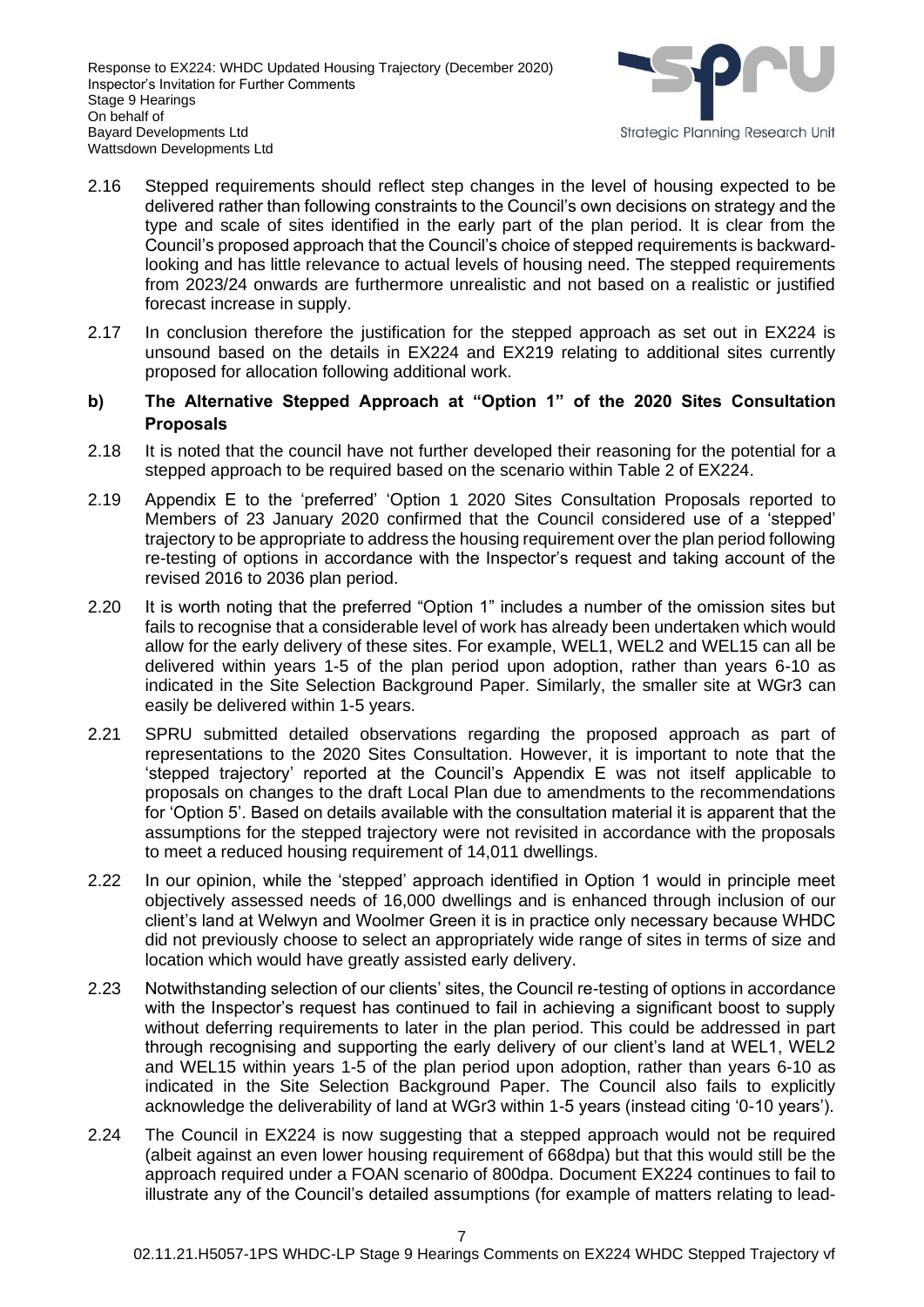2.16 Stepped requirements should reflect step changes in the level of housing expected to be delivered rather than following constraints to the Council's own decisions on strategy and the type and scale of sites identified in the early part of the plan period. It is clear from the Council's proposed approach that the Council's choice of stepped requirements is backward-looking and has little relevance to actual levels of housing need. The stepped requirements from 2023/24 onwards are furthermore unrealistic and not based on a realistic or justified forecast increase in supply.

2.17 In conclusion therefore the justification for the stepped approach as set out in EX224 is unsound based on the details in EX224 and EX219 relating to additional sites currently proposed for allocation following additional work.

**b) The Alternative Stepped Approach at "Option 1" of the 2020 Sites Consultation Proposals**

2.18 It is noted that the council have not further developed their reasoning for the potential for a stepped approach to be required based on the scenario within Table 2 of EX224.

2.19 Appendix E to the 'preferred' 'Option 1 2020 Sites Consultation Proposals reported to Members of 23 January 2020 confirmed that the Council considered use of a 'stepped' trajectory to be appropriate to address the housing requirement over the plan period following re-testing of options in accordance with the Inspector's request and taking account of the revised 2016 to 2036 plan period.

2.20 It is worth noting that the preferred "Option 1" includes a number of the omission sites but fails to recognise that a considerable level of work has already been undertaken which would allow for the early delivery of these sites. For example, WEL1, WEL2 and WEL15 can all be delivered within years 1-5 of the plan period upon adoption, rather than years 6-10 as indicated in the Site Selection Background Paper. Similarly, the smaller site at WGr3 can easily be delivered within 1-5 years.

2.21 SPRU submitted detailed observations regarding the proposed approach as part of representations to the 2020 Sites Consultation. However, it is important to note that the 'stepped trajectory' reported at the Council's Appendix E was not itself applicable to proposals on changes to the draft Local Plan due to amendments to the recommendations for 'Option 5'. Based on details available with the consultation material it is apparent that the assumptions for the stepped trajectory were not revisited in accordance with the proposals to meet a reduced housing requirement of 14,011 dwellings.

2.22 In our opinion, while the 'stepped' approach identified in Option 1 would in principle meet objectively assessed needs of 16,000 dwellings and is enhanced through inclusion of our client's land at Welwyn and Woolmer Green it is in practice only necessary because WHDC did not previously choose to select an appropriately wide range of sites in terms of size and location which would have greatly assisted early delivery.

2.23 Notwithstanding selection of our clients' sites, the Council re-testing of options in accordance with the Inspector's request has continued to fail in achieving a significant boost to supply without deferring requirements to later in the plan period. This could be addressed in part through recognising and supporting the early delivery of our client's land at WEL1, WEL2 and WEL15 within years 1-5 of the plan period upon adoption, rather than years 6-10 as indicated in the Site Selection Background Paper. The Council also fails to explicitly acknowledge the deliverability of land at WGr3 within 1-5 years (instead citing '0-10 years').

2.24 The Council in EX224 is now suggesting that a stepped approach would not be required (albeit against an even lower housing requirement of 668dpa) but that this would still be the approach required under a FOAN scenario of 800dpa. Document EX224 continues to fail to illustrate any of the Council's detailed assumptions (for example of matters relating to lead-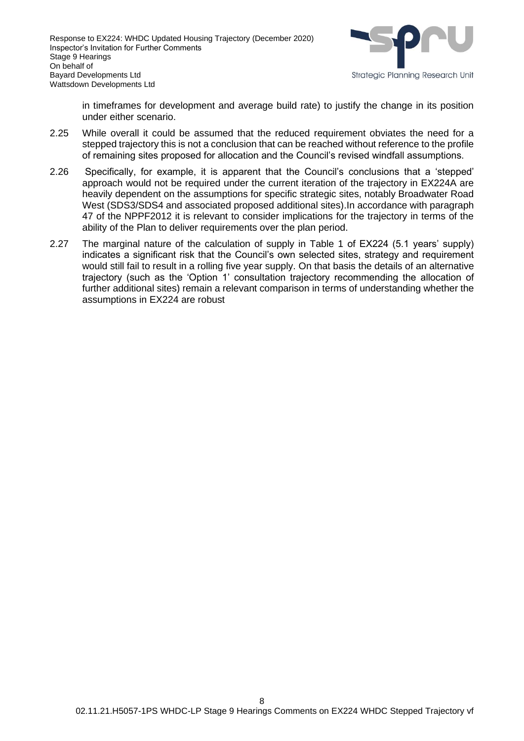in timeframes for development and average build rate) to justify the change in its position under either scenario.

2.25 While overall it could be assumed that the reduced requirement obviates the need for a stepped trajectory this is not a conclusion that can be reached without reference to the profile of remaining sites proposed for allocation and the Council's revised windfall assumptions.

2.26 Specifically, for example, it is apparent that the Council's conclusions that a 'stepped' approach would not be required under the current iteration of the trajectory in EX224A are heavily dependent on the assumptions for specific strategic sites, notably Broadwater Road West (SDS3/SDS4 and associated proposed additional sites).In accordance with paragraph 47 of the NPPF2012 it is relevant to consider implications for the trajectory in terms of the ability of the Plan to deliver requirements over the plan period.

2.27 The marginal nature of the calculation of supply in Table 1 of EX224 (5.1 years' supply) indicates a significant risk that the Council's own selected sites, strategy and requirement would still fail to result in a rolling five year supply. On that basis the details of an alternative trajectory (such as the 'Option 1' consultation trajectory recommending the allocation of further additional sites) remain a relevant comparison in terms of understanding whether the assumptions in EX224 are robust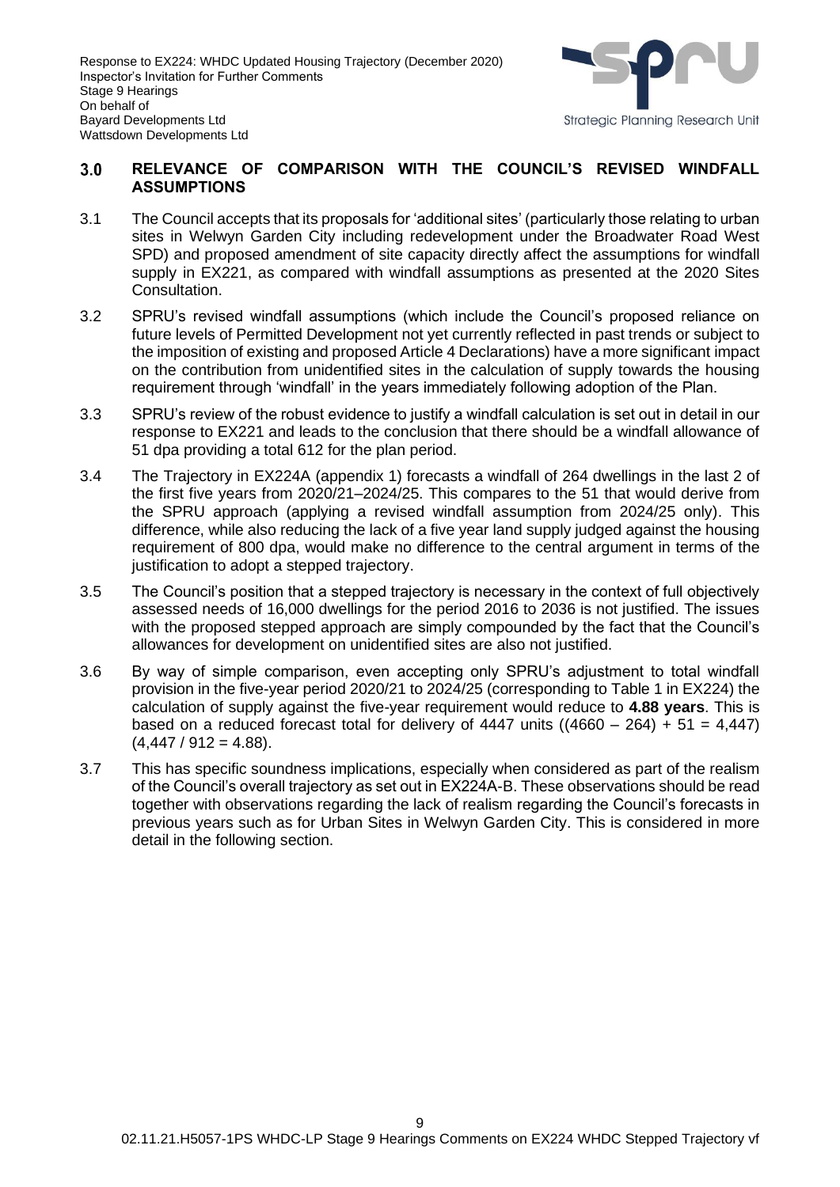## 3.0 RELEVANCE OF COMPARISON WITH THE COUNCIL'S REVISED WINDFALL ASSUMPTIONS

3.1 The Council accepts that its proposals for 'additional sites' (particularly those relating to urban sites in Welwyn Garden City including redevelopment under the Broadwater Road West SPD) and proposed amendment of site capacity directly affect the assumptions for windfall supply in EX221, as compared with windfall assumptions as presented at the 2020 Sites Consultation.

3.2 SPRU's revised windfall assumptions (which include the Council's proposed reliance on future levels of Permitted Development not yet currently reflected in past trends or subject to the imposition of existing and proposed Article 4 Declarations) have a more significant impact on the contribution from unidentified sites in the calculation of supply towards the housing requirement through 'windfall' in the years immediately following adoption of the Plan.

3.3 SPRU's review of the robust evidence to justify a windfall calculation is set out in detail in our response to EX221 and leads to the conclusion that there should be a windfall allowance of 51 dpa providing a total 612 for the plan period.

3.4 The Trajectory in EX224A (appendix 1) forecasts a windfall of 264 dwellings in the last 2 of the first five years from 2020/21–2024/25. This compares to the 51 that would derive from the SPRU approach (applying a revised windfall assumption from 2024/25 only). This difference, while also reducing the lack of a five year land supply judged against the housing requirement of 800 dpa, would make no difference to the central argument in terms of the justification to adopt a stepped trajectory.

3.5 The Council's position that a stepped trajectory is necessary in the context of full objectively assessed needs of 16,000 dwellings for the period 2016 to 2036 is not justified. The issues with the proposed stepped approach are simply compounded by the fact that the Council's allowances for development on unidentified sites are also not justified.

3.6 By way of simple comparison, even accepting only SPRU's adjustment to total windfall provision in the five-year period 2020/21 to 2024/25 (corresponding to Table 1 in EX224) the calculation of supply against the five-year requirement would reduce to **4.88 years**. This is based on a reduced forecast total for delivery of 4447 units ((4660 – 264) + 51 = 4,447) (4,447 / 912 = 4.88).

3.7 This has specific soundness implications, especially when considered as part of the realism of the Council's overall trajectory as set out in EX224A-B. These observations should be read together with observations regarding the lack of realism regarding the Council's forecasts in previous years such as for Urban Sites in Welwyn Garden City. This is considered in more detail in the following section.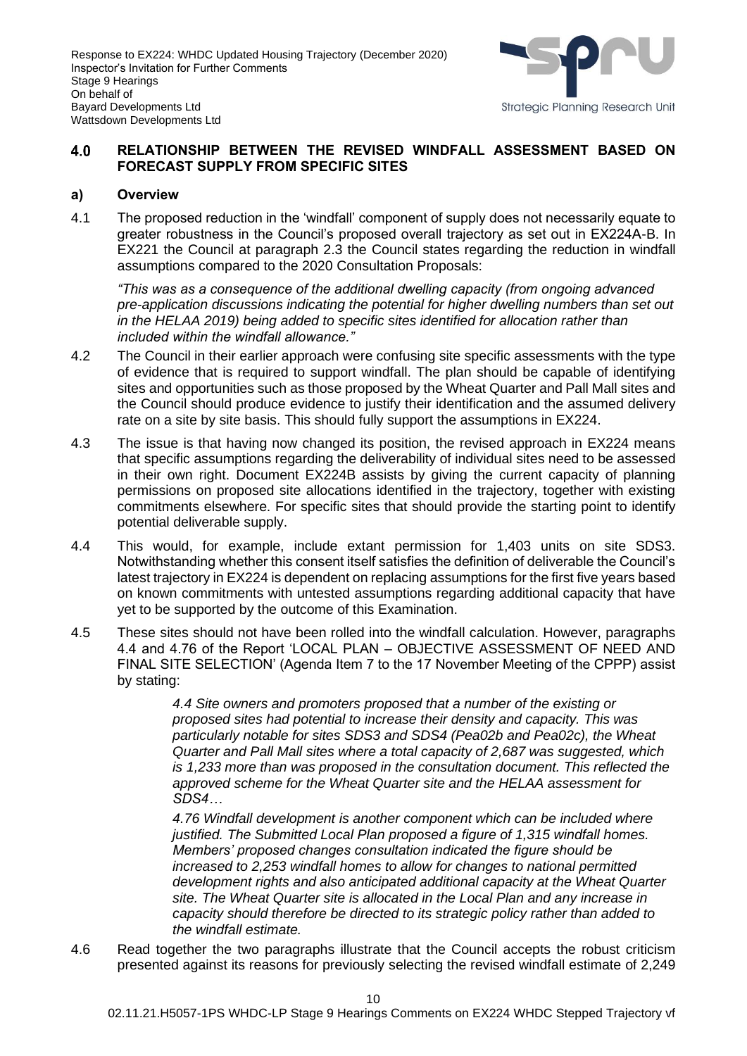## 4.0 RELATIONSHIP BETWEEN THE REVISED WINDFALL ASSESSMENT BASED ON FORECAST SUPPLY FROM SPECIFIC SITES

### a) Overview

4.1 The proposed reduction in the 'windfall' component of supply does not necessarily equate to greater robustness in the Council's proposed overall trajectory as set out in EX224A-B. In EX221 the Council at paragraph 2.3 the Council states regarding the reduction in windfall assumptions compared to the 2020 Consultation Proposals:

> *"This was as a consequence of the additional dwelling capacity (from ongoing advanced pre-application discussions indicating the potential for higher dwelling numbers than set out in the HELAA 2019) being added to specific sites identified for allocation rather than included within the windfall allowance."*

4.2 The Council in their earlier approach were confusing site specific assessments with the type of evidence that is required to support windfall. The plan should be capable of identifying sites and opportunities such as those proposed by the Wheat Quarter and Pall Mall sites and the Council should produce evidence to justify their identification and the assumed delivery rate on a site by site basis. This should fully support the assumptions in EX224.

4.3 The issue is that having now changed its position, the revised approach in EX224 means that specific assumptions regarding the deliverability of individual sites need to be assessed in their own right. Document EX224B assists by giving the current capacity of planning permissions on proposed site allocations identified in the trajectory, together with existing commitments elsewhere. For specific sites that should provide the starting point to identify potential deliverable supply.

4.4 This would, for example, include extant permission for 1,403 units on site SDS3. Notwithstanding whether this consent itself satisfies the definition of deliverable the Council's latest trajectory in EX224 is dependent on replacing assumptions for the first five years based on known commitments with untested assumptions regarding additional capacity that have yet to be supported by the outcome of this Examination.

4.5 These sites should not have been rolled into the windfall calculation. However, paragraphs 4.4 and 4.76 of the Report 'LOCAL PLAN – OBJECTIVE ASSESSMENT OF NEED AND FINAL SITE SELECTION' (Agenda Item 7 to the 17 November Meeting of the CPPP) assist by stating:

> *4.4 Site owners and promoters proposed that a number of the existing or proposed sites had potential to increase their density and capacity. This was particularly notable for sites SDS3 and SDS4 (Pea02b and Pea02c), the Wheat Quarter and Pall Mall sites where a total capacity of 2,687 was suggested, which is 1,233 more than was proposed in the consultation document. This reflected the approved scheme for the Wheat Quarter site and the HELAA assessment for SDS4…*
>
> *4.76 Windfall development is another component which can be included where justified. The Submitted Local Plan proposed a figure of 1,315 windfall homes. Members' proposed changes consultation indicated the figure should be increased to 2,253 windfall homes to allow for changes to national permitted development rights and also anticipated additional capacity at the Wheat Quarter site. The Wheat Quarter site is allocated in the Local Plan and any increase in capacity should therefore be directed to its strategic policy rather than added to the windfall estimate.*

4.6 Read together the two paragraphs illustrate that the Council accepts the robust criticism presented against its reasons for previously selecting the revised windfall estimate of 2,249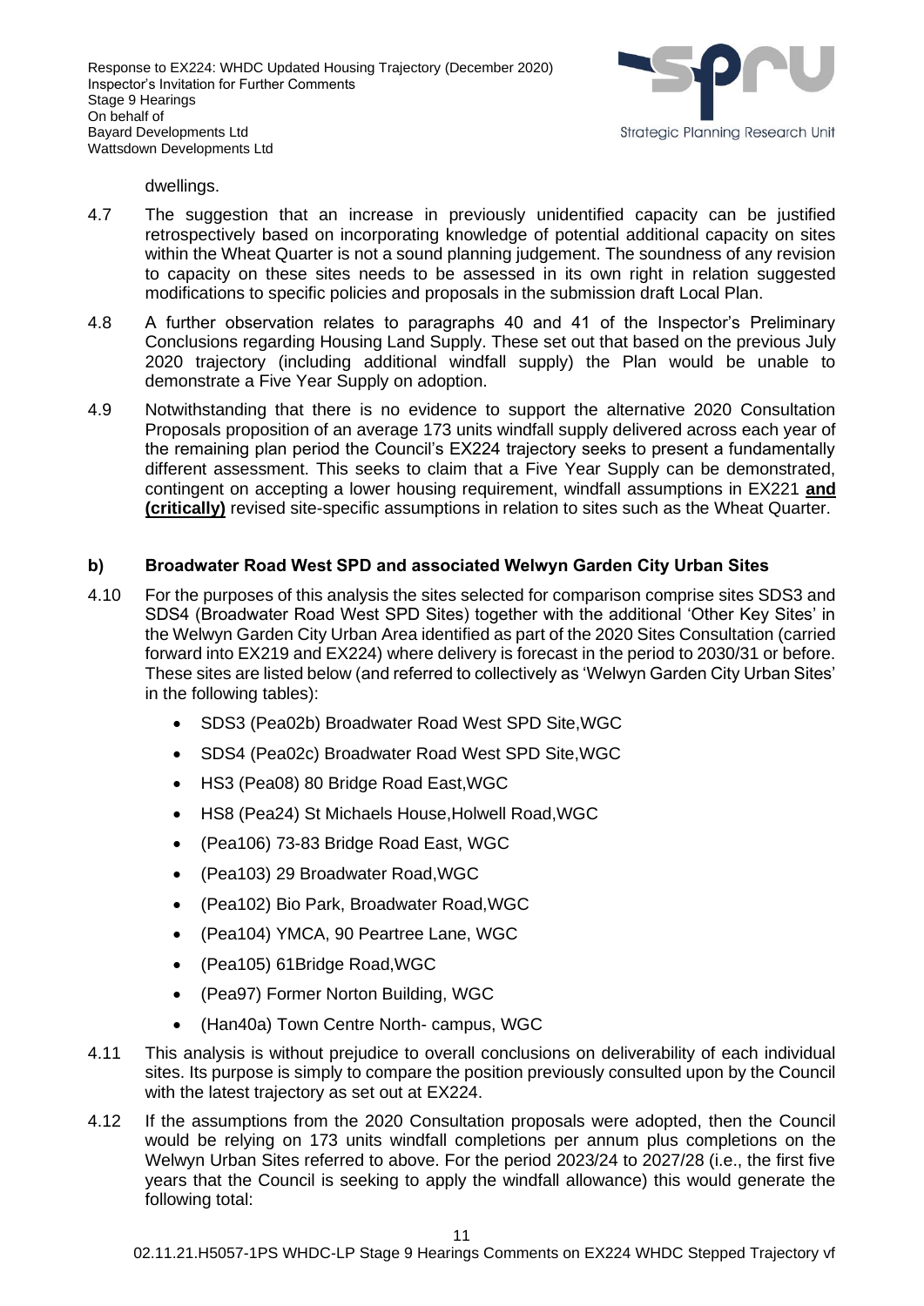dwellings.

4.7 The suggestion that an increase in previously unidentified capacity can be justified retrospectively based on incorporating knowledge of potential additional capacity on sites within the Wheat Quarter is not a sound planning judgement. The soundness of any revision to capacity on these sites needs to be assessed in its own right in relation suggested modifications to specific policies and proposals in the submission draft Local Plan.

4.8 A further observation relates to paragraphs 40 and 41 of the Inspector's Preliminary Conclusions regarding Housing Land Supply. These set out that based on the previous July 2020 trajectory (including additional windfall supply) the Plan would be unable to demonstrate a Five Year Supply on adoption.

4.9 Notwithstanding that there is no evidence to support the alternative 2020 Consultation Proposals proposition of an average 173 units windfall supply delivered across each year of the remaining plan period the Council's EX224 trajectory seeks to present a fundamentally different assessment. This seeks to claim that a Five Year Supply can be demonstrated, contingent on accepting a lower housing requirement, windfall assumptions in EX221 **and (critically)** revised site-specific assumptions in relation to sites such as the Wheat Quarter.

### b) Broadwater Road West SPD and associated Welwyn Garden City Urban Sites

4.10 For the purposes of this analysis the sites selected for comparison comprise sites SDS3 and SDS4 (Broadwater Road West SPD Sites) together with the additional 'Other Key Sites' in the Welwyn Garden City Urban Area identified as part of the 2020 Sites Consultation (carried forward into EX219 and EX224) where delivery is forecast in the period to 2030/31 or before. These sites are listed below (and referred to collectively as 'Welwyn Garden City Urban Sites' in the following tables):

- SDS3 (Pea02b) Broadwater Road West SPD Site,WGC
- SDS4 (Pea02c) Broadwater Road West SPD Site,WGC
- HS3 (Pea08) 80 Bridge Road East,WGC
- HS8 (Pea24) St Michaels House,Holwell Road,WGC
- (Pea106) 73-83 Bridge Road East, WGC
- (Pea103) 29 Broadwater Road,WGC
- (Pea102) Bio Park, Broadwater Road,WGC
- (Pea104) YMCA, 90 Peartree Lane, WGC
- (Pea105) 61Bridge Road,WGC
- (Pea97) Former Norton Building, WGC
- (Han40a) Town Centre North- campus, WGC

4.11 This analysis is without prejudice to overall conclusions on deliverability of each individual sites. Its purpose is simply to compare the position previously consulted upon by the Council with the latest trajectory as set out at EX224.

4.12 If the assumptions from the 2020 Consultation proposals were adopted, then the Council would be relying on 173 units windfall completions per annum plus completions on the Welwyn Urban Sites referred to above. For the period 2023/24 to 2027/28 (i.e., the first five years that the Council is seeking to apply the windfall allowance) this would generate the following total: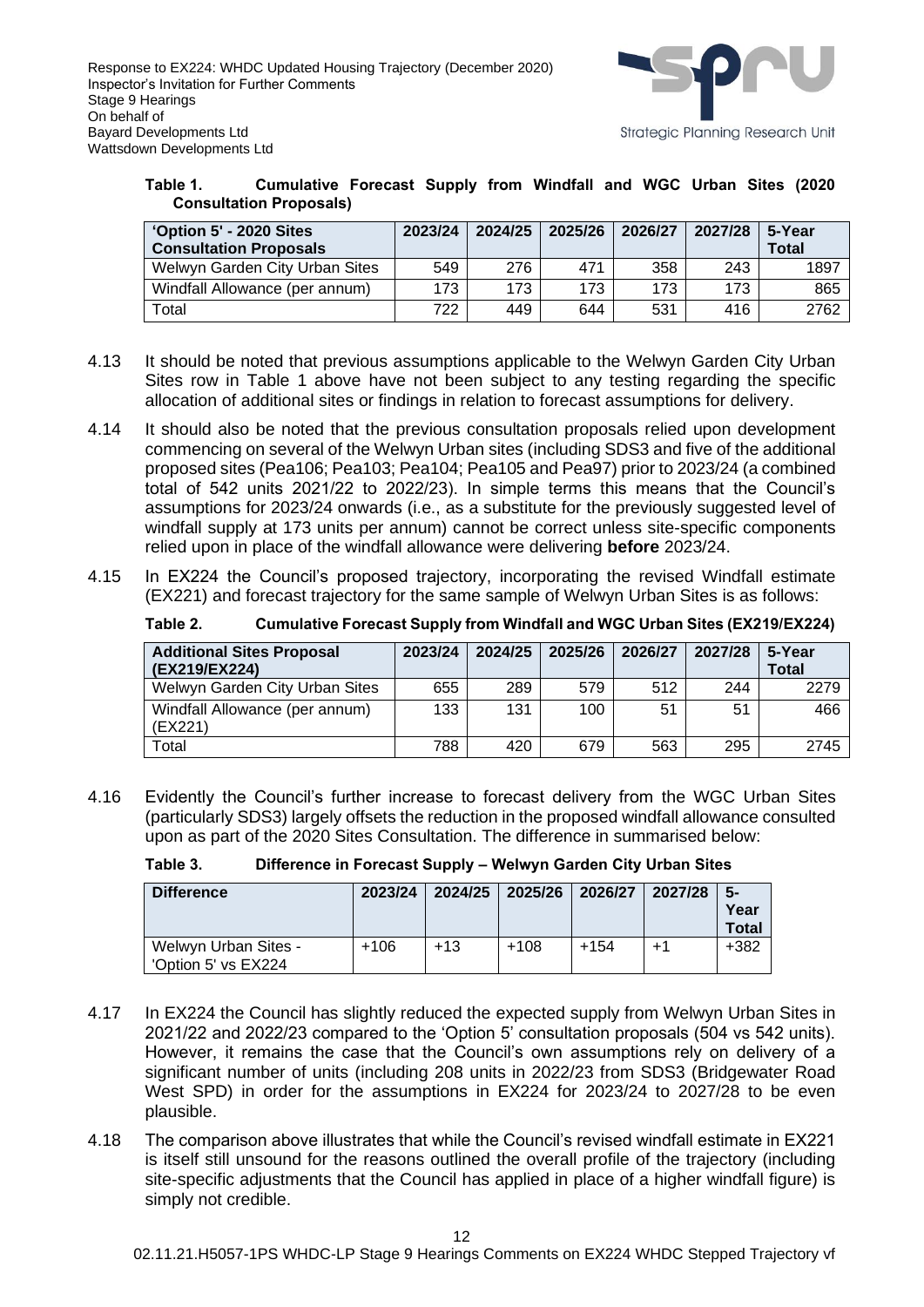**Table 1. Cumulative Forecast Supply from Windfall and WGC Urban Sites (2020 Consultation Proposals)**

| 'Option 5' - 2020 Sites Consultation Proposals | 2023/24 | 2024/25 | 2025/26 | 2026/27 | 2027/28 | 5-Year Total |
|---|---|---|---|---|---|---|
| Welwyn Garden City Urban Sites | 549 | 276 | 471 | 358 | 243 | 1897 |
| Windfall Allowance (per annum) | 173 | 173 | 173 | 173 | 173 | 865 |
| Total | 722 | 449 | 644 | 531 | 416 | 2762 |

4.13 It should be noted that previous assumptions applicable to the Welwyn Garden City Urban Sites row in Table 1 above have not been subject to any testing regarding the specific allocation of additional sites or findings in relation to forecast assumptions for delivery.

4.14 It should also be noted that the previous consultation proposals relied upon development commencing on several of the Welwyn Urban sites (including SDS3 and five of the additional proposed sites (Pea106; Pea103; Pea104; Pea105 and Pea97) prior to 2023/24 (a combined total of 542 units 2021/22 to 2022/23). In simple terms this means that the Council's assumptions for 2023/24 onwards (i.e., as a substitute for the previously suggested level of windfall supply at 173 units per annum) cannot be correct unless site-specific components relied upon in place of the windfall allowance were delivering **before** 2023/24.

4.15 In EX224 the Council's proposed trajectory, incorporating the revised Windfall estimate (EX221) and forecast trajectory for the same sample of Welwyn Urban Sites is as follows:

**Table 2. Cumulative Forecast Supply from Windfall and WGC Urban Sites (EX219/EX224)**

| Additional Sites Proposal (EX219/EX224) | 2023/24 | 2024/25 | 2025/26 | 2026/27 | 2027/28 | 5-Year Total |
|---|---|---|---|---|---|---|
| Welwyn Garden City Urban Sites | 655 | 289 | 579 | 512 | 244 | 2279 |
| Windfall Allowance (per annum) (EX221) | 133 | 131 | 100 | 51 | 51 | 466 |
| Total | 788 | 420 | 679 | 563 | 295 | 2745 |

4.16 Evidently the Council's further increase to forecast delivery from the WGC Urban Sites (particularly SDS3) largely offsets the reduction in the proposed windfall allowance consulted upon as part of the 2020 Sites Consultation. The difference in summarised below:

**Table 3. Difference in Forecast Supply – Welwyn Garden City Urban Sites**

| Difference | 2023/24 | 2024/25 | 2025/26 | 2026/27 | 2027/28 | 5-Year Total |
|---|---|---|---|---|---|---|
| Welwyn Urban Sites - 'Option 5' vs EX224 | +106 | +13 | +108 | +154 | +1 | +382 |

4.17 In EX224 the Council has slightly reduced the expected supply from Welwyn Urban Sites in 2021/22 and 2022/23 compared to the 'Option 5' consultation proposals (504 vs 542 units). However, it remains the case that the Council's own assumptions rely on delivery of a significant number of units (including 208 units in 2022/23 from SDS3 (Bridgewater Road West SPD) in order for the assumptions in EX224 for 2023/24 to 2027/28 to be even plausible.

4.18 The comparison above illustrates that while the Council's revised windfall estimate in EX221 is itself still unsound for the reasons outlined the overall profile of the trajectory (including site-specific adjustments that the Council has applied in place of a higher windfall figure) is simply not credible.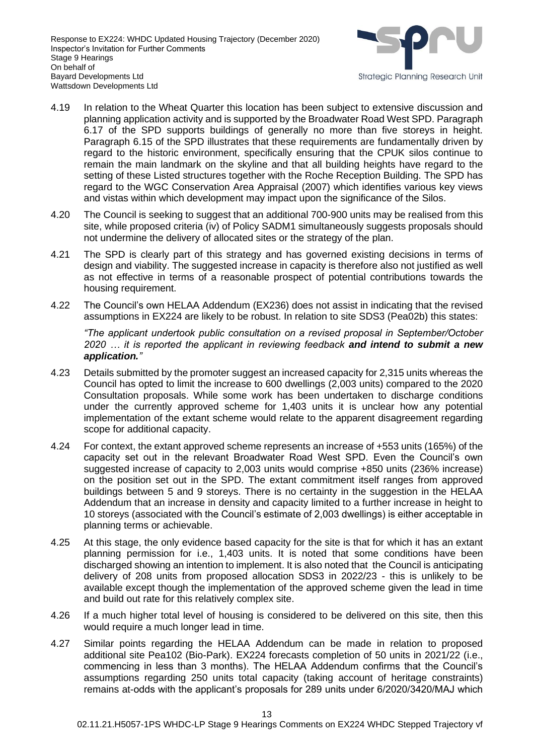4.19 In relation to the Wheat Quarter this location has been subject to extensive discussion and planning application activity and is supported by the Broadwater Road West SPD. Paragraph 6.17 of the SPD supports buildings of generally no more than five storeys in height. Paragraph 6.15 of the SPD illustrates that these requirements are fundamentally driven by regard to the historic environment, specifically ensuring that the CPUK silos continue to remain the main landmark on the skyline and that all building heights have regard to the setting of these Listed structures together with the Roche Reception Building. The SPD has regard to the WGC Conservation Area Appraisal (2007) which identifies various key views and vistas within which development may impact upon the significance of the Silos.

4.20 The Council is seeking to suggest that an additional 700-900 units may be realised from this site, while proposed criteria (iv) of Policy SADM1 simultaneously suggests proposals should not undermine the delivery of allocated sites or the strategy of the plan.

4.21 The SPD is clearly part of this strategy and has governed existing decisions in terms of design and viability. The suggested increase in capacity is therefore also not justified as well as not effective in terms of a reasonable prospect of potential contributions towards the housing requirement.

4.22 The Council's own HELAA Addendum (EX236) does not assist in indicating that the revised assumptions in EX224 are likely to be robust. In relation to site SDS3 (Pea02b) this states:

*"The applicant undertook public consultation on a revised proposal in September/October 2020 … it is reported the applicant in reviewing feedback **and intend to submit a new application.**"*

4.23 Details submitted by the promoter suggest an increased capacity for 2,315 units whereas the Council has opted to limit the increase to 600 dwellings (2,003 units) compared to the 2020 Consultation proposals. While some work has been undertaken to discharge conditions under the currently approved scheme for 1,403 units it is unclear how any potential implementation of the extant scheme would relate to the apparent disagreement regarding scope for additional capacity.

4.24 For context, the extant approved scheme represents an increase of +553 units (165%) of the capacity set out in the relevant Broadwater Road West SPD. Even the Council's own suggested increase of capacity to 2,003 units would comprise +850 units (236% increase) on the position set out in the SPD. The extant commitment itself ranges from approved buildings between 5 and 9 storeys. There is no certainty in the suggestion in the HELAA Addendum that an increase in density and capacity limited to a further increase in height to 10 storeys (associated with the Council's estimate of 2,003 dwellings) is either acceptable in planning terms or achievable.

4.25 At this stage, the only evidence based capacity for the site is that for which it has an extant planning permission for i.e., 1,403 units. It is noted that some conditions have been discharged showing an intention to implement. It is also noted that the Council is anticipating delivery of 208 units from proposed allocation SDS3 in 2022/23 - this is unlikely to be available except though the implementation of the approved scheme given the lead in time and build out rate for this relatively complex site.

4.26 If a much higher total level of housing is considered to be delivered on this site, then this would require a much longer lead in time.

4.27 Similar points regarding the HELAA Addendum can be made in relation to proposed additional site Pea102 (Bio-Park). EX224 forecasts completion of 50 units in 2021/22 (i.e., commencing in less than 3 months). The HELAA Addendum confirms that the Council's assumptions regarding 250 units total capacity (taking account of heritage constraints) remains at-odds with the applicant's proposals for 289 units under 6/2020/3420/MAJ which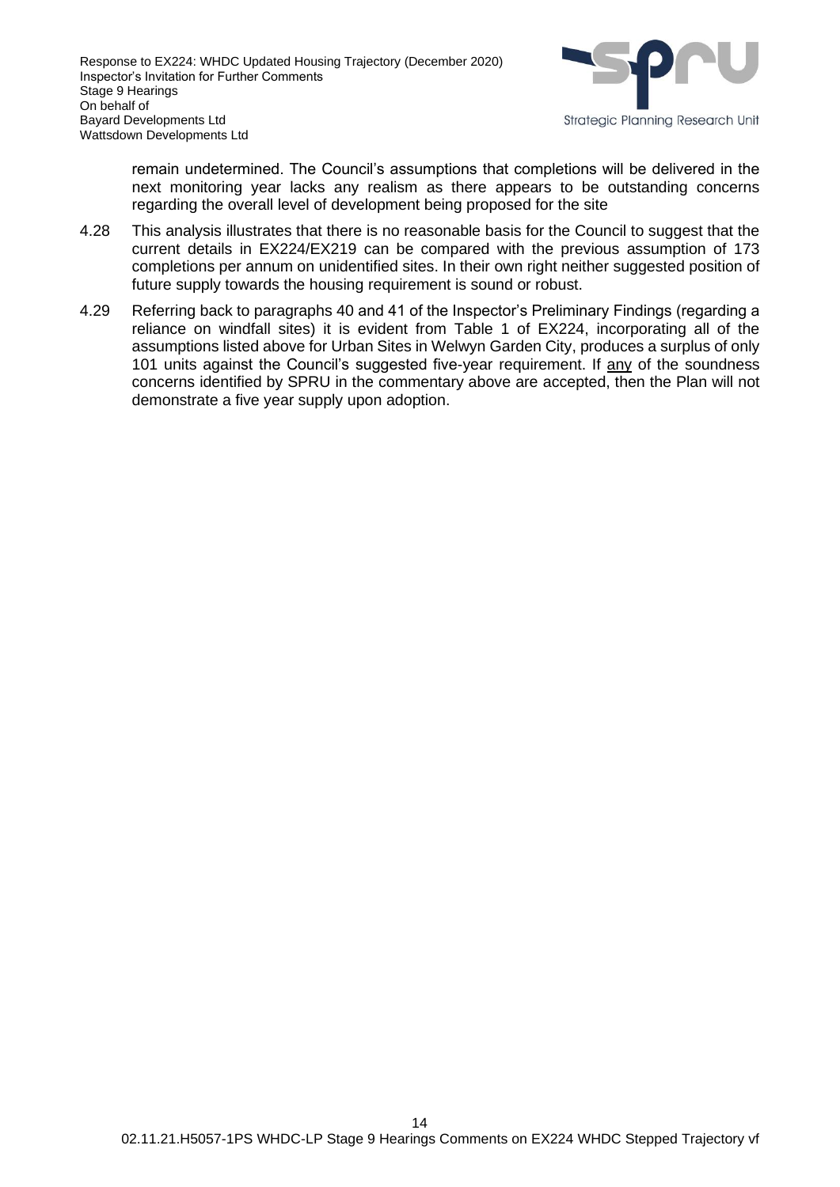remain undetermined. The Council's assumptions that completions will be delivered in the next monitoring year lacks any realism as there appears to be outstanding concerns regarding the overall level of development being proposed for the site

4.28 This analysis illustrates that there is no reasonable basis for the Council to suggest that the current details in EX224/EX219 can be compared with the previous assumption of 173 completions per annum on unidentified sites. In their own right neither suggested position of future supply towards the housing requirement is sound or robust.

4.29 Referring back to paragraphs 40 and 41 of the Inspector's Preliminary Findings (regarding a reliance on windfall sites) it is evident from Table 1 of EX224, incorporating all of the assumptions listed above for Urban Sites in Welwyn Garden City, produces a surplus of only 101 units against the Council's suggested five-year requirement. If <u>any</u> of the soundness concerns identified by SPRU in the commentary above are accepted, then the Plan will not demonstrate a five year supply upon adoption.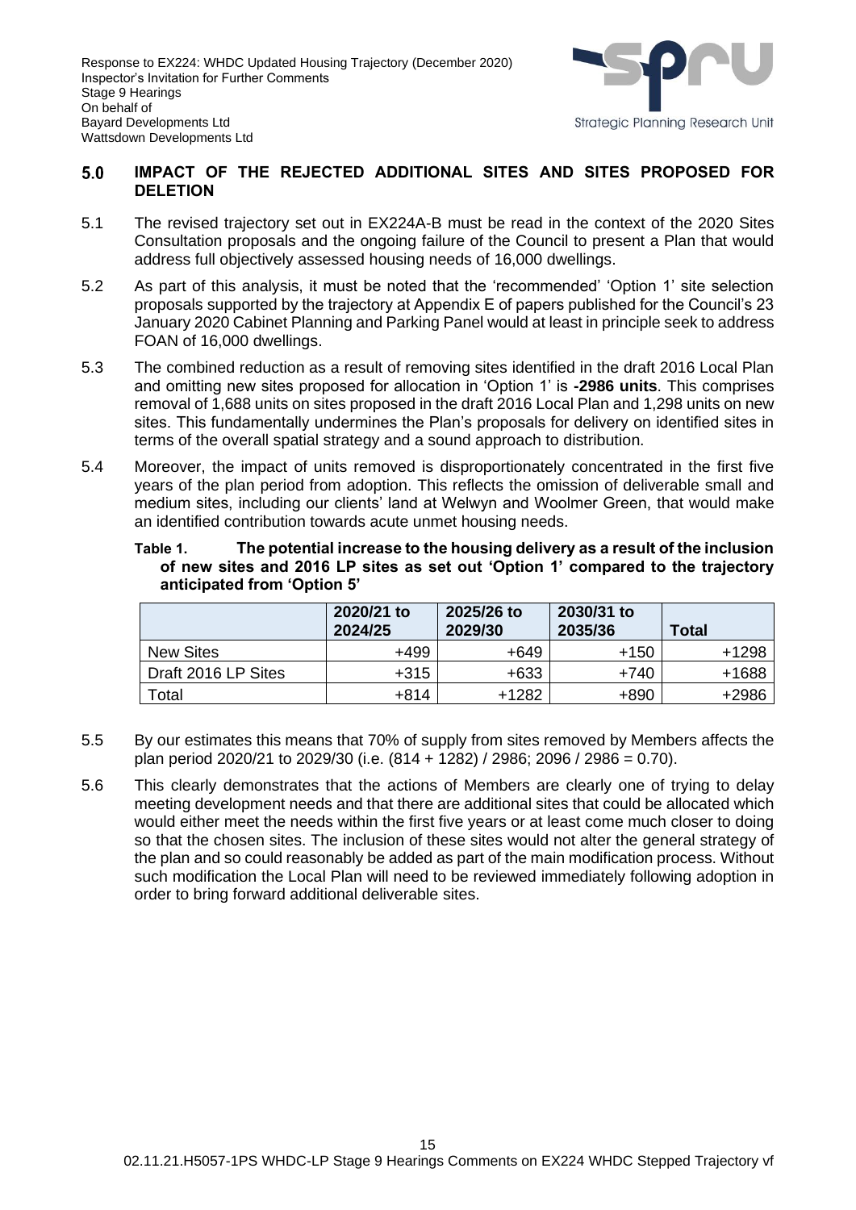## 5.0 IMPACT OF THE REJECTED ADDITIONAL SITES AND SITES PROPOSED FOR DELETION

5.1 The revised trajectory set out in EX224A-B must be read in the context of the 2020 Sites Consultation proposals and the ongoing failure of the Council to present a Plan that would address full objectively assessed housing needs of 16,000 dwellings.

5.2 As part of this analysis, it must be noted that the 'recommended' 'Option 1' site selection proposals supported by the trajectory at Appendix E of papers published for the Council's 23 January 2020 Cabinet Planning and Parking Panel would at least in principle seek to address FOAN of 16,000 dwellings.

5.3 The combined reduction as a result of removing sites identified in the draft 2016 Local Plan and omitting new sites proposed for allocation in 'Option 1' is **-2986 units**. This comprises removal of 1,688 units on sites proposed in the draft 2016 Local Plan and 1,298 units on new sites. This fundamentally undermines the Plan's proposals for delivery on identified sites in terms of the overall spatial strategy and a sound approach to distribution.

5.4 Moreover, the impact of units removed is disproportionately concentrated in the first five years of the plan period from adoption. This reflects the omission of deliverable small and medium sites, including our clients' land at Welwyn and Woolmer Green, that would make an identified contribution towards acute unmet housing needs.

**Table 1. The potential increase to the housing delivery as a result of the inclusion of new sites and 2016 LP sites as set out 'Option 1' compared to the trajectory anticipated from 'Option 5'**

| | 2020/21 to 2024/25 | 2025/26 to 2029/30 | 2030/31 to 2035/36 | Total |
|---|---|---|---|---|
| New Sites | +499 | +649 | +150 | +1298 |
| Draft 2016 LP Sites | +315 | +633 | +740 | +1688 |
| Total | +814 | +1282 | +890 | +2986 |

5.5 By our estimates this means that 70% of supply from sites removed by Members affects the plan period 2020/21 to 2029/30 (i.e. (814 + 1282) / 2986; 2096 / 2986 = 0.70).

5.6 This clearly demonstrates that the actions of Members are clearly one of trying to delay meeting development needs and that there are additional sites that could be allocated which would either meet the needs within the first five years or at least come much closer to doing so that the chosen sites. The inclusion of these sites would not alter the general strategy of the plan and so could reasonably be added as part of the main modification process. Without such modification the Local Plan will need to be reviewed immediately following adoption in order to bring forward additional deliverable sites.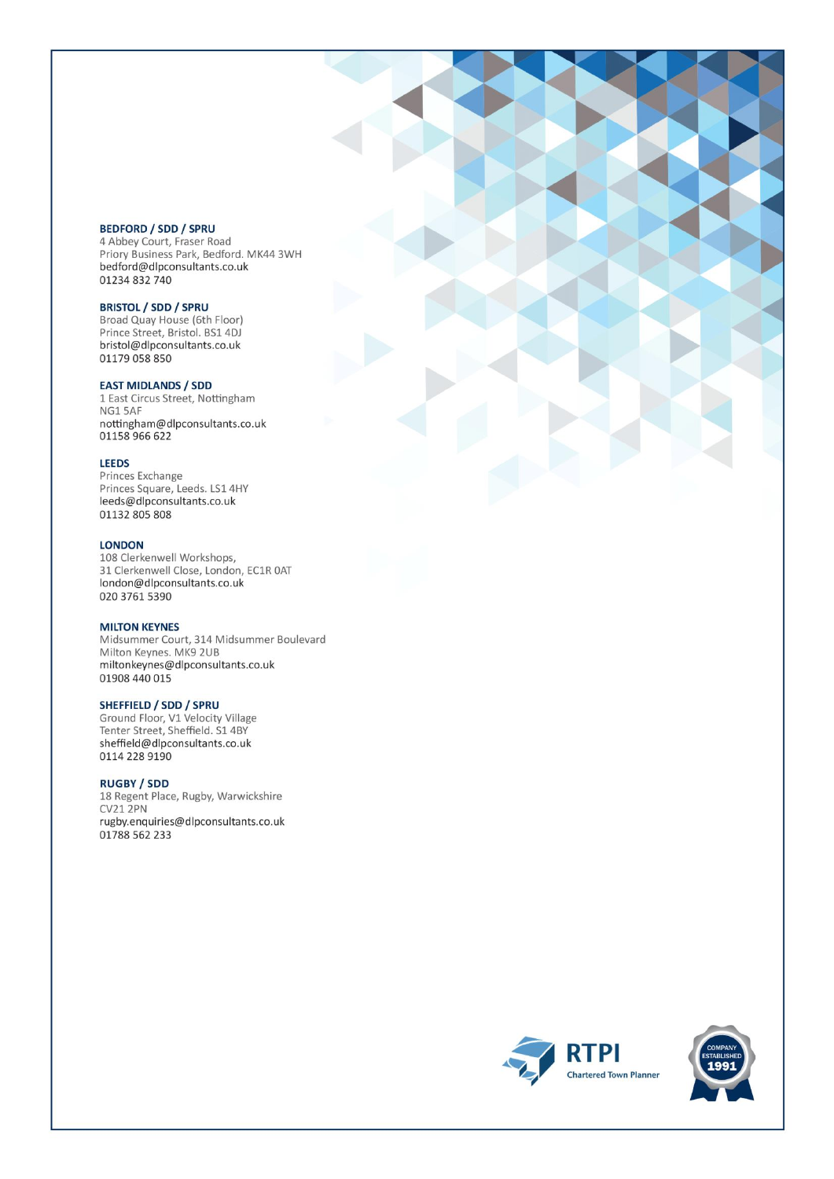**BEDFORD / SDD / SPRU**
4 Abbey Court, Fraser Road
Priory Business Park, Bedford. MK44 3WH
bedford@dlpconsultants.co.uk
01234 832 740

**BRISTOL / SDD / SPRU**
Broad Quay House (6th Floor)
Prince Street, Bristol. BS1 4DJ
bristol@dlpconsultants.co.uk
01179 058 850

**EAST MIDLANDS / SDD**
1 East Circus Street, Nottingham
NG1 5AF
nottingham@dlpconsultants.co.uk
01158 966 622

**LEEDS**
Princes Exchange
Princes Square, Leeds. LS1 4HY
leeds@dlpconsultants.co.uk
01132 805 808

**LONDON**
108 Clerkenwell Workshops,
31 Clerkenwell Close, London, EC1R 0AT
london@dlpconsultants.co.uk
020 3761 5390

**MILTON KEYNES**
Midsummer Court, 314 Midsummer Boulevard
Milton Keynes. MK9 2UB
miltonkeynes@dlpconsultants.co.uk
01908 440 015

**SHEFFIELD / SDD / SPRU**
Ground Floor, V1 Velocity Village
Tenter Street, Sheffield. S1 4BY
sheffield@dlpconsultants.co.uk
0114 228 9190

**RUGBY / SDD**
18 Regent Place, Rugby, Warwickshire
CV21 2PN
rugby.enquiries@dlpconsultants.co.uk
01788 562 233

RTPI
Chartered Town Planner

COMPANY ESTABLISHED 1991